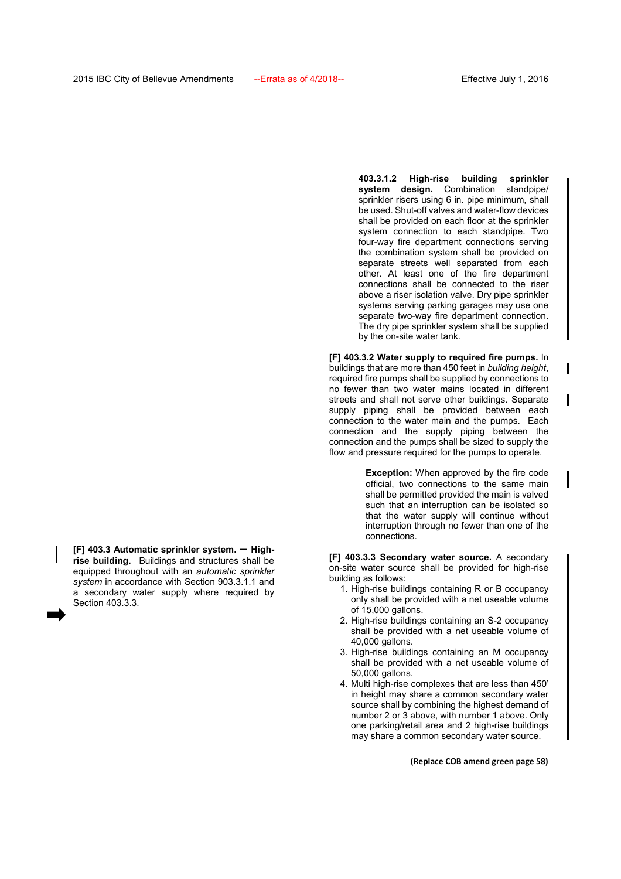**[F] 403.3 Automatic sprinkler system. – High-rise building.** Buildings and structures shall be equipped throughout with an *automatic sprinkler system* in accordance with Section 903.3.1.1 and a secondary water supply where required by Section 403.3.3.

**403.3.1.2 High-rise building sprinkler system design.** Combination standpipe/ sprinkler risers using 6 in. pipe minimum, shall be used. Shut-off valves and water-flow devices shall be provided on each floor at the sprinkler system connection to each standpipe. Two four-way fire department connections serving the combination system shall be provided on separate streets well separated from each other. At least one of the fire department connections shall be connected to the riser above a riser isolation valve. Dry pipe sprinkler systems serving parking garages may use one separate two-way fire department connection. The dry pipe sprinkler system shall be supplied by the on-site water tank.

**[F] 403.3.2 Water supply to required fire pumps.** In buildings that are more than 450 feet in *building height*, required fire pumps shall be supplied by connections to no fewer than two water mains located in different streets and shall not serve other buildings. Separate supply piping shall be provided between each connection to the water main and the pumps. Each connection and the supply piping between the connection and the pumps shall be sized to supply the flow and pressure required for the pumps to operate.

**Exception:** When approved by the fire code official, two connections to the same main shall be permitted provided the main is valved such that an interruption can be isolated so that the water supply will continue without interruption through no fewer than one of the connections.

**[F] 403.3.3 Secondary water source.** A secondary on-site water source shall be provided for high-rise building as follows:

1. High-rise buildings containing R or B occupancy only shall be provided with a net useable volume of 15,000 gallons.
2. High-rise buildings containing an S-2 occupancy shall be provided with a net useable volume of 40,000 gallons.
3. High-rise buildings containing an M occupancy shall be provided with a net useable volume of 50,000 gallons.
4. Multi high-rise complexes that are less than 450' in height may share a common secondary water source shall by combining the highest demand of number 2 or 3 above, with number 1 above. Only one parking/retail area and 2 high-rise buildings may share a common secondary water source.

**(Replace COB amend green page 58)**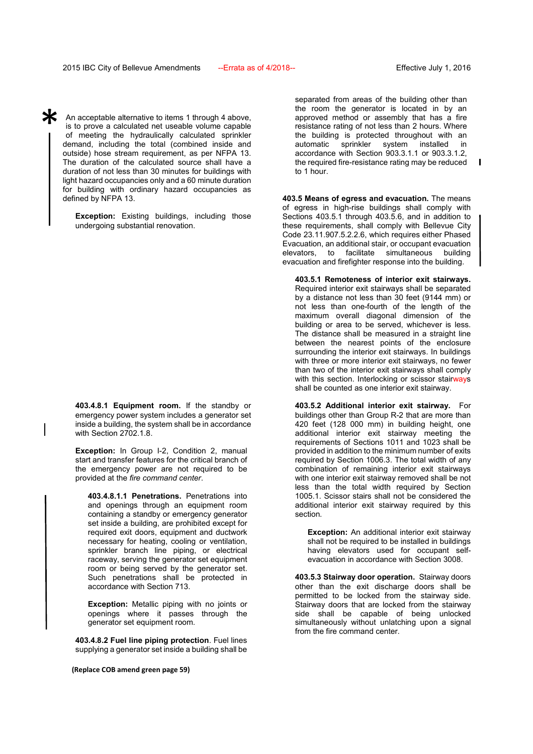An acceptable alternative to items 1 through 4 above, is to prove a calculated net useable volume capable of meeting the hydraulically calculated sprinkler demand, including the total (combined inside and outside) hose stream requirement, as per NFPA 13. The duration of the calculated source shall have a duration of not less than 30 minutes for buildings with light hazard occupancies only and a 60 minute duration for building with ordinary hazard occupancies as defined by NFPA 13.

**Exception:** Existing buildings, including those undergoing substantial renovation.

**403.4.8.1 Equipment room.** If the standby or emergency power system includes a generator set inside a building, the system shall be in accordance with Section 2702.1.8.

**Exception:** In Group I-2, Condition 2, manual start and transfer features for the critical branch of the emergency power are not required to be provided at the *fire command center*.

**403.4.8.1.1 Penetrations.** Penetrations into and openings through an equipment room containing a standby or emergency generator set inside a building, are prohibited except for required exit doors, equipment and ductwork necessary for heating, cooling or ventilation, sprinkler branch line piping, or electrical raceway, serving the generator set equipment room or being served by the generator set. Such penetrations shall be protected in accordance with Section 713.

**Exception:** Metallic piping with no joints or openings where it passes through the generator set equipment room.

**403.4.8.2 Fuel line piping protection**. Fuel lines supplying a generator set inside a building shall be separated from areas of the building other than the room the generator is located in by an approved method or assembly that has a fire resistance rating of not less than 2 hours. Where the building is protected throughout with an automatic sprinkler system installed in accordance with Section 903.3.1.1 or 903.3.1.2, the required fire-resistance rating may be reduced to 1 hour.

**403.5 Means of egress and evacuation.** The means of egress in high-rise buildings shall comply with Sections 403.5.1 through 403.5.6, and in addition to these requirements, shall comply with Bellevue City Code 23.11.907.5.2.2.6, which requires either Phased Evacuation, an additional stair, or occupant evacuation elevators, to facilitate simultaneous building evacuation and firefighter response into the building.

**403.5.1 Remoteness of interior exit stairways.** Required interior exit stairways shall be separated by a distance not less than 30 feet (9144 mm) or not less than one-fourth of the length of the maximum overall diagonal dimension of the building or area to be served, whichever is less. The distance shall be measured in a straight line between the nearest points of the enclosure surrounding the interior exit stairways. In buildings with three or more interior exit stairways, no fewer than two of the interior exit stairways shall comply with this section. Interlocking or scissor stairways shall be counted as one interior exit stairway.

**403.5.2 Additional interior exit stairway.** For buildings other than Group R-2 that are more than 420 feet (128 000 mm) in building height, one additional interior exit stairway meeting the requirements of Sections 1011 and 1023 shall be provided in addition to the minimum number of exits required by Section 1006.3. The total width of any combination of remaining interior exit stairways with one interior exit stairway removed shall be not less than the total width required by Section 1005.1. Scissor stairs shall not be considered the additional interior exit stairway required by this section.

**Exception:** An additional interior exit stairway shall not be required to be installed in buildings having elevators used for occupant self-evacuation in accordance with Section 3008.

**403.5.3 Stairway door operation.** Stairway doors other than the exit discharge doors shall be permitted to be locked from the stairway side. Stairway doors that are locked from the stairway side shall be capable of being unlocked simultaneously without unlatching upon a signal from the fire command center.

**(Replace COB amend green page 59)**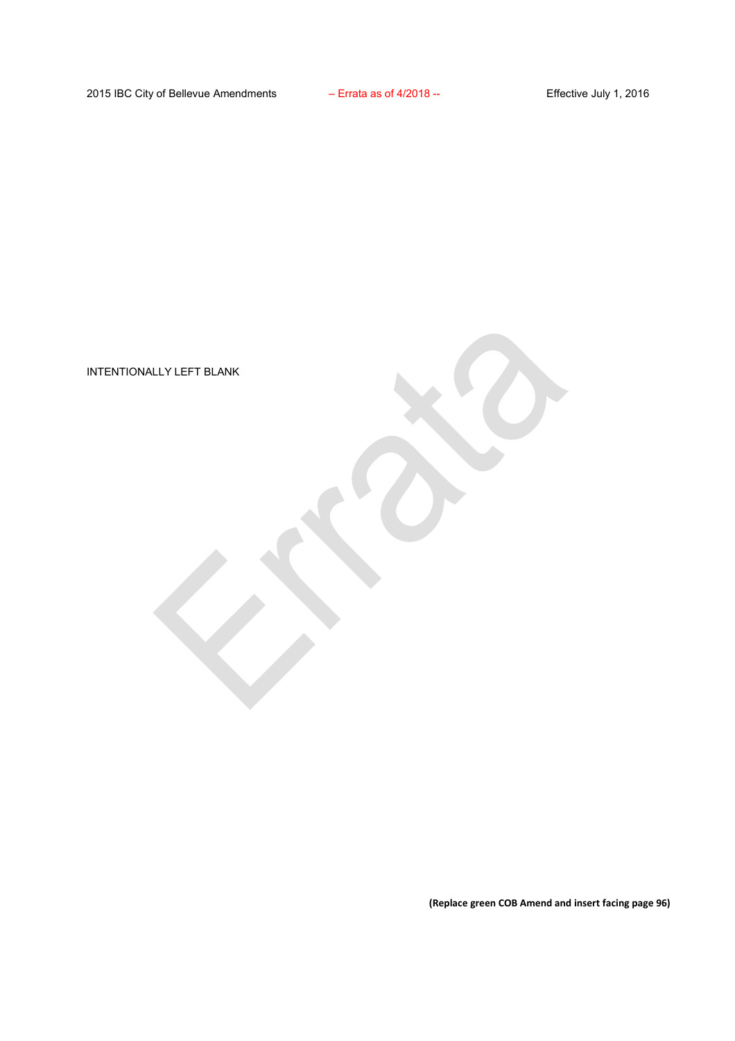INTENTIONALLY LEFT BLANK

**(Replace green COB Amend and insert facing page 96)**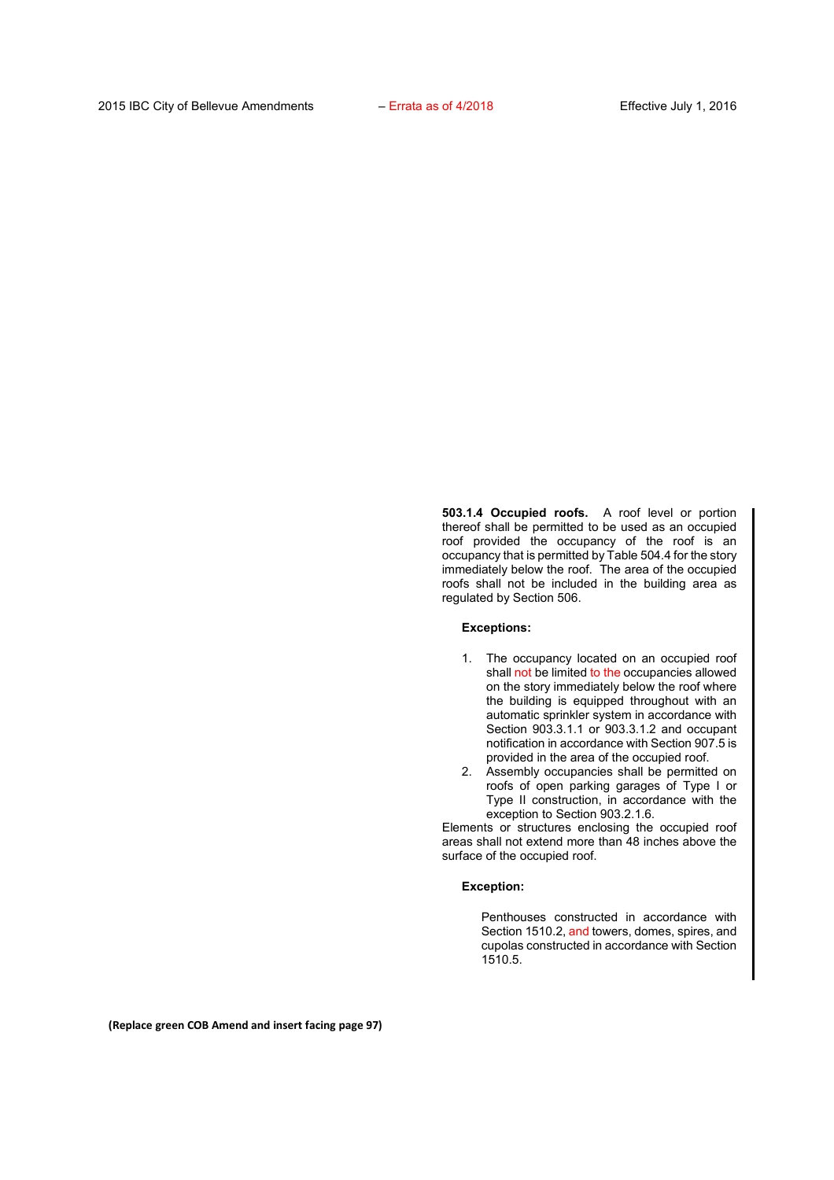**503.1.4 Occupied roofs.** A roof level or portion thereof shall be permitted to be used as an occupied roof provided the occupancy of the roof is an occupancy that is permitted by Table 504.4 for the story immediately below the roof. The area of the occupied roofs shall not be included in the building area as regulated by Section 506.

**Exceptions:**

1. The occupancy located on an occupied roof shall not be limited to the occupancies allowed on the story immediately below the roof where the building is equipped throughout with an automatic sprinkler system in accordance with Section 903.3.1.1 or 903.3.1.2 and occupant notification in accordance with Section 907.5 is provided in the area of the occupied roof.
2. Assembly occupancies shall be permitted on roofs of open parking garages of Type I or Type II construction, in accordance with the exception to Section 903.2.1.6.

Elements or structures enclosing the occupied roof areas shall not extend more than 48 inches above the surface of the occupied roof.

**Exception:**

Penthouses constructed in accordance with Section 1510.2, and towers, domes, spires, and cupolas constructed in accordance with Section 1510.5.

**(Replace green COB Amend and insert facing page 97)**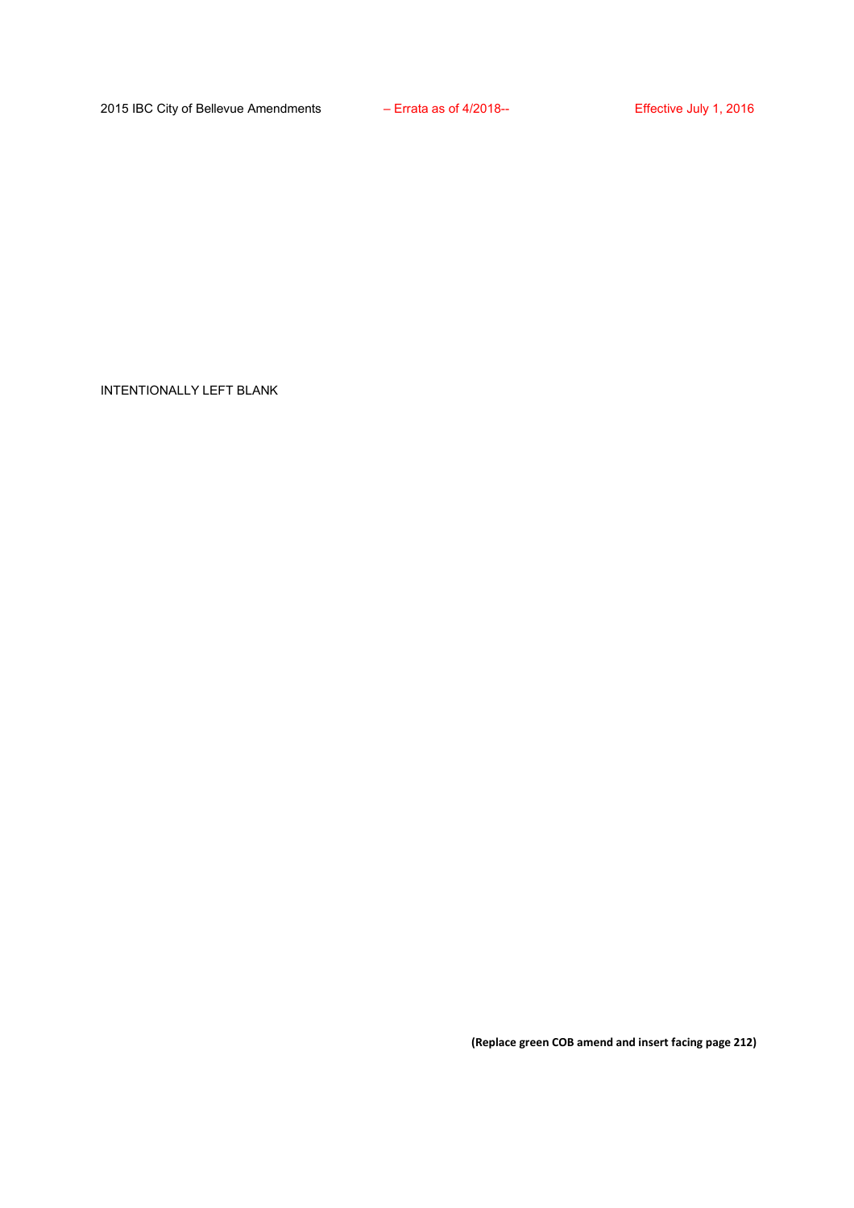INTENTIONALLY LEFT BLANK

**(Replace green COB amend and insert facing page 212)**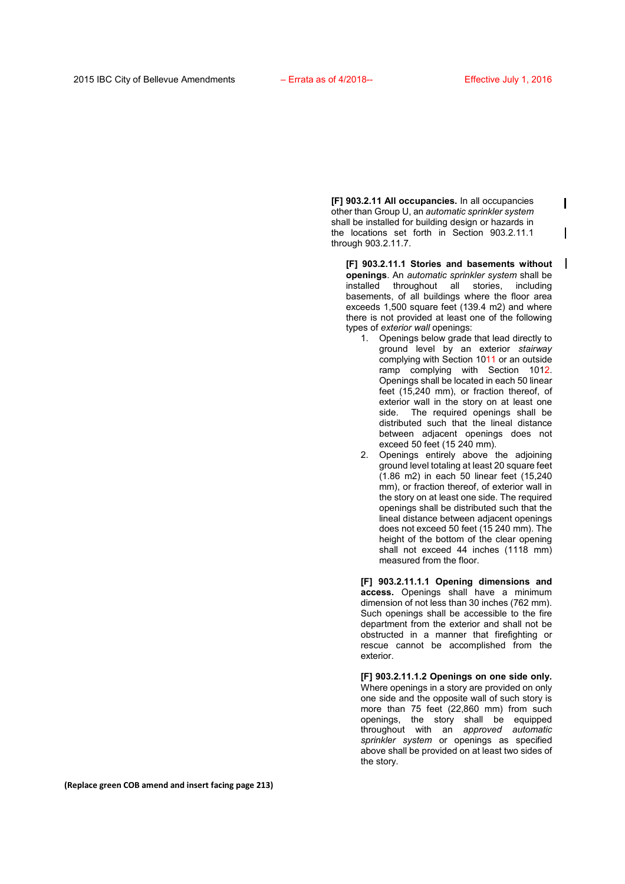**[F] 903.2.11 All occupancies.** In all occupancies other than Group U, an *automatic sprinkler system* shall be installed for building design or hazards in the locations set forth in Section 903.2.11.1 through 903.2.11.7.

**[F] 903.2.11.1 Stories and basements without openings**. An *automatic sprinkler system* shall be installed throughout all stories, including basements, of all buildings where the floor area exceeds 1,500 square feet (139.4 m2) and where there is not provided at least one of the following types of *exterior wall* openings:

1. Openings below grade that lead directly to ground level by an exterior *stairway* complying with Section 1011 or an outside ramp complying with Section 1012. Openings shall be located in each 50 linear feet (15,240 mm), or fraction thereof, of exterior wall in the story on at least one side. The required openings shall be distributed such that the lineal distance between adjacent openings does not exceed 50 feet (15 240 mm).
2. Openings entirely above the adjoining ground level totaling at least 20 square feet (1.86 m2) in each 50 linear feet (15,240 mm), or fraction thereof, of exterior wall in the story on at least one side. The required openings shall be distributed such that the lineal distance between adjacent openings does not exceed 50 feet (15 240 mm). The height of the bottom of the clear opening shall not exceed 44 inches (1118 mm) measured from the floor.

**[F] 903.2.11.1.1 Opening dimensions and access.** Openings shall have a minimum dimension of not less than 30 inches (762 mm). Such openings shall be accessible to the fire department from the exterior and shall not be obstructed in a manner that firefighting or rescue cannot be accomplished from the exterior.

**[F] 903.2.11.1.2 Openings on one side only.** Where openings in a story are provided on only one side and the opposite wall of such story is more than 75 feet (22,860 mm) from such openings, the story shall be equipped throughout with an *approved automatic sprinkler system* or openings as specified above shall be provided on at least two sides of the story.

**(Replace green COB amend and insert facing page 213)**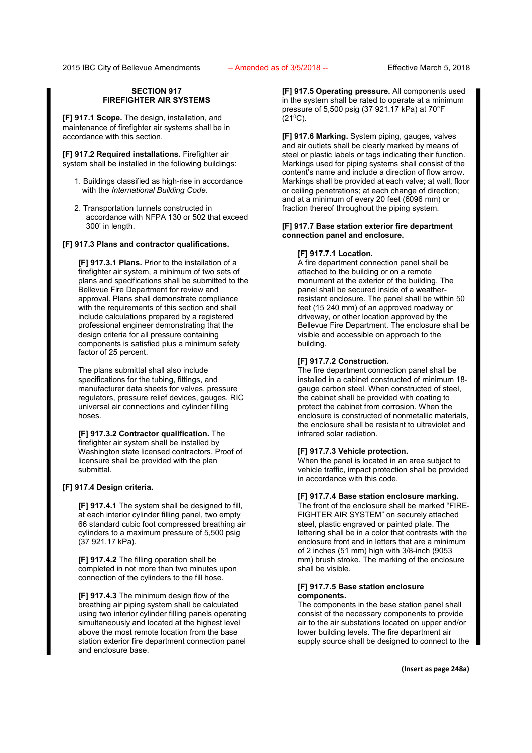## SECTION 917
## FIREFIGHTER AIR SYSTEMS

**[F] 917.1 Scope.** The design, installation, and maintenance of firefighter air systems shall be in accordance with this section.

**[F] 917.2 Required installations.** Firefighter air system shall be installed in the following buildings:

1. Buildings classified as high-rise in accordance with the *International Building Code*.
2. Transportation tunnels constructed in accordance with NFPA 130 or 502 that exceed 300' in length.

**[F] 917.3 Plans and contractor qualifications.**

**[F] 917.3.1 Plans.** Prior to the installation of a firefighter air system, a minimum of two sets of plans and specifications shall be submitted to the Bellevue Fire Department for review and approval. Plans shall demonstrate compliance with the requirements of this section and shall include calculations prepared by a registered professional engineer demonstrating that the design criteria for all pressure containing components is satisfied plus a minimum safety factor of 25 percent.

The plans submittal shall also include specifications for the tubing, fittings, and manufacturer data sheets for valves, pressure regulators, pressure relief devices, gauges, RIC universal air connections and cylinder filling hoses.

**[F] 917.3.2 Contractor qualification.** The firefighter air system shall be installed by Washington state licensed contractors. Proof of licensure shall be provided with the plan submittal.

**[F] 917.4 Design criteria.**

**[F] 917.4.1** The system shall be designed to fill, at each interior cylinder filling panel, two empty 66 standard cubic foot compressed breathing air cylinders to a maximum pressure of 5,500 psig (37 921.17 kPa).

**[F] 917.4.2** The filling operation shall be completed in not more than two minutes upon connection of the cylinders to the fill hose.

**[F] 917.4.3** The minimum design flow of the breathing air piping system shall be calculated using two interior cylinder filling panels operating simultaneously and located at the highest level above the most remote location from the base station exterior fire department connection panel and enclosure base.

**[F] 917.5 Operating pressure.** All components used in the system shall be rated to operate at a minimum pressure of 5,500 psig (37 921.17 kPa) at 70°F (21°C).

**[F] 917.6 Marking.** System piping, gauges, valves and air outlets shall be clearly marked by means of steel or plastic labels or tags indicating their function. Markings used for piping systems shall consist of the content's name and include a direction of flow arrow. Markings shall be provided at each valve; at wall, floor or ceiling penetrations; at each change of direction; and at a minimum of every 20 feet (6096 mm) or fraction thereof throughout the piping system.

**[F] 917.7 Base station exterior fire department connection panel and enclosure.**

**[F] 917.7.1 Location.**
A fire department connection panel shall be attached to the building or on a remote monument at the exterior of the building. The panel shall be secured inside of a weather-resistant enclosure. The panel shall be within 50 feet (15 240 mm) of an approved roadway or driveway, or other location approved by the Bellevue Fire Department. The enclosure shall be visible and accessible on approach to the building.

**[F] 917.7.2 Construction.**
The fire department connection panel shall be installed in a cabinet constructed of minimum 18-gauge carbon steel. When constructed of steel, the cabinet shall be provided with coating to protect the cabinet from corrosion. When the enclosure is constructed of nonmetallic materials, the enclosure shall be resistant to ultraviolet and infrared solar radiation.

**[F] 917.7.3 Vehicle protection.**
When the panel is located in an area subject to vehicle traffic, impact protection shall be provided in accordance with this code.

**[F] 917.7.4 Base station enclosure marking.**
The front of the enclosure shall be marked "FIRE-FIGHTER AIR SYSTEM" on securely attached steel, plastic engraved or painted plate. The lettering shall be in a color that contrasts with the enclosure front and in letters that are a minimum of 2 inches (51 mm) high with 3/8-inch (9053 mm) brush stroke. The marking of the enclosure shall be visible.

**[F] 917.7.5 Base station enclosure components.**
The components in the base station panel shall consist of the necessary components to provide air to the air substations located on upper and/or lower building levels. The fire department air supply source shall be designed to connect to the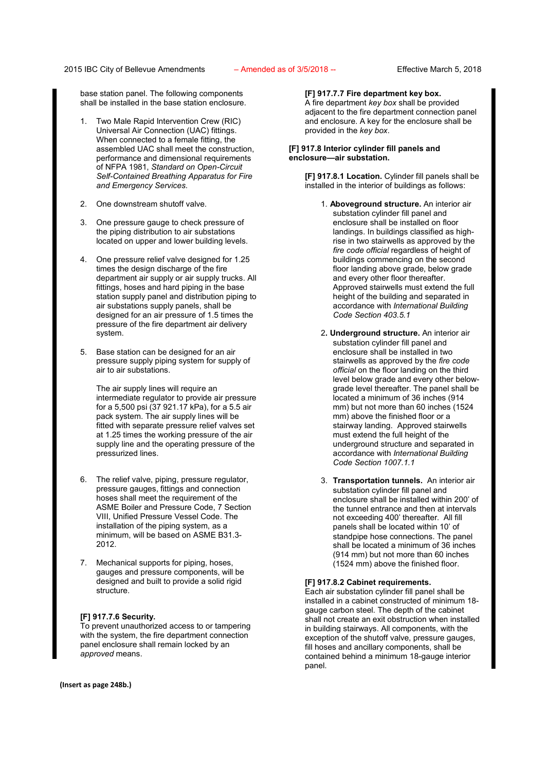base station panel. The following components shall be installed in the base station enclosure.

1. Two Male Rapid Intervention Crew (RIC) Universal Air Connection (UAC) fittings. When connected to a female fitting, the assembled UAC shall meet the construction, performance and dimensional requirements of NFPA 1981, *Standard on Open-Circuit Self-Contained Breathing Apparatus for Fire and Emergency Services.*

2. One downstream shutoff valve.

3. One pressure gauge to check pressure of the piping distribution to air substations located on upper and lower building levels.

4. One pressure relief valve designed for 1.25 times the design discharge of the fire department air supply or air supply trucks. All fittings, hoses and hard piping in the base station supply panel and distribution piping to air substations supply panels, shall be designed for an air pressure of 1.5 times the pressure of the fire department air delivery system.

5. Base station can be designed for an air pressure supply piping system for supply of air to air substations.

   The air supply lines will require an intermediate regulator to provide air pressure for a 5,500 psi (37 921.17 kPa), for a 5.5 air pack system. The air supply lines will be fitted with separate pressure relief valves set at 1.25 times the working pressure of the air supply line and the operating pressure of the pressurized lines.

6. The relief valve, piping, pressure regulator, pressure gauges, fittings and connection hoses shall meet the requirement of the ASME Boiler and Pressure Code, 7 Section VIII, Unified Pressure Vessel Code. The installation of the piping system, as a minimum, will be based on ASME B31.3-2012.

7. Mechanical supports for piping, hoses, gauges and pressure components, will be designed and built to provide a solid rigid structure.

**[F] 917.7.6 Security.**
To prevent unauthorized access to or tampering with the system, the fire department connection panel enclosure shall remain locked by an *approved* means.

**[F] 917.7.7 Fire department key box.**
A fire department *key box* shall be provided adjacent to the fire department connection panel and enclosure. A key for the enclosure shall be provided in the *key box*.

**[F] 917.8 Interior cylinder fill panels and enclosure—air substation.**

**[F] 917.8.1 Location.** Cylinder fill panels shall be installed in the interior of buildings as follows:

1. **Aboveground structure.** An interior air substation cylinder fill panel and enclosure shall be installed on floor landings. In buildings classified as high-rise in two stairwells as approved by the *fire code official* regardless of height of buildings commencing on the second floor landing above grade, below grade and every other floor thereafter. Approved stairwells must extend the full height of the building and separated in accordance with *International Building Code Section 403.5.1*

2. **Underground structure.** An interior air substation cylinder fill panel and enclosure shall be installed in two stairwells as approved by the *fire code official* on the floor landing on the third level below grade and every other below-grade level thereafter. The panel shall be located a minimum of 36 inches (914 mm) but not more than 60 inches (1524 mm) above the finished floor or a stairway landing. Approved stairwells must extend the full height of the underground structure and separated in accordance with *International Building Code Section 1007.1.1*

3. **Transportation tunnels.** An interior air substation cylinder fill panel and enclosure shall be installed within 200' of the tunnel entrance and then at intervals not exceeding 400' thereafter. All fill panels shall be located within 10' of standpipe hose connections. The panel shall be located a minimum of 36 inches (914 mm) but not more than 60 inches (1524 mm) above the finished floor.

**[F] 917.8.2 Cabinet requirements.**
Each air substation cylinder fill panel shall be installed in a cabinet constructed of minimum 18-gauge carbon steel. The depth of the cabinet shall not create an exit obstruction when installed in building stairways. All components, with the exception of the shutoff valve, pressure gauges, fill hoses and ancillary components, shall be contained behind a minimum 18-gauge interior panel.

**(Insert as page 248b.)**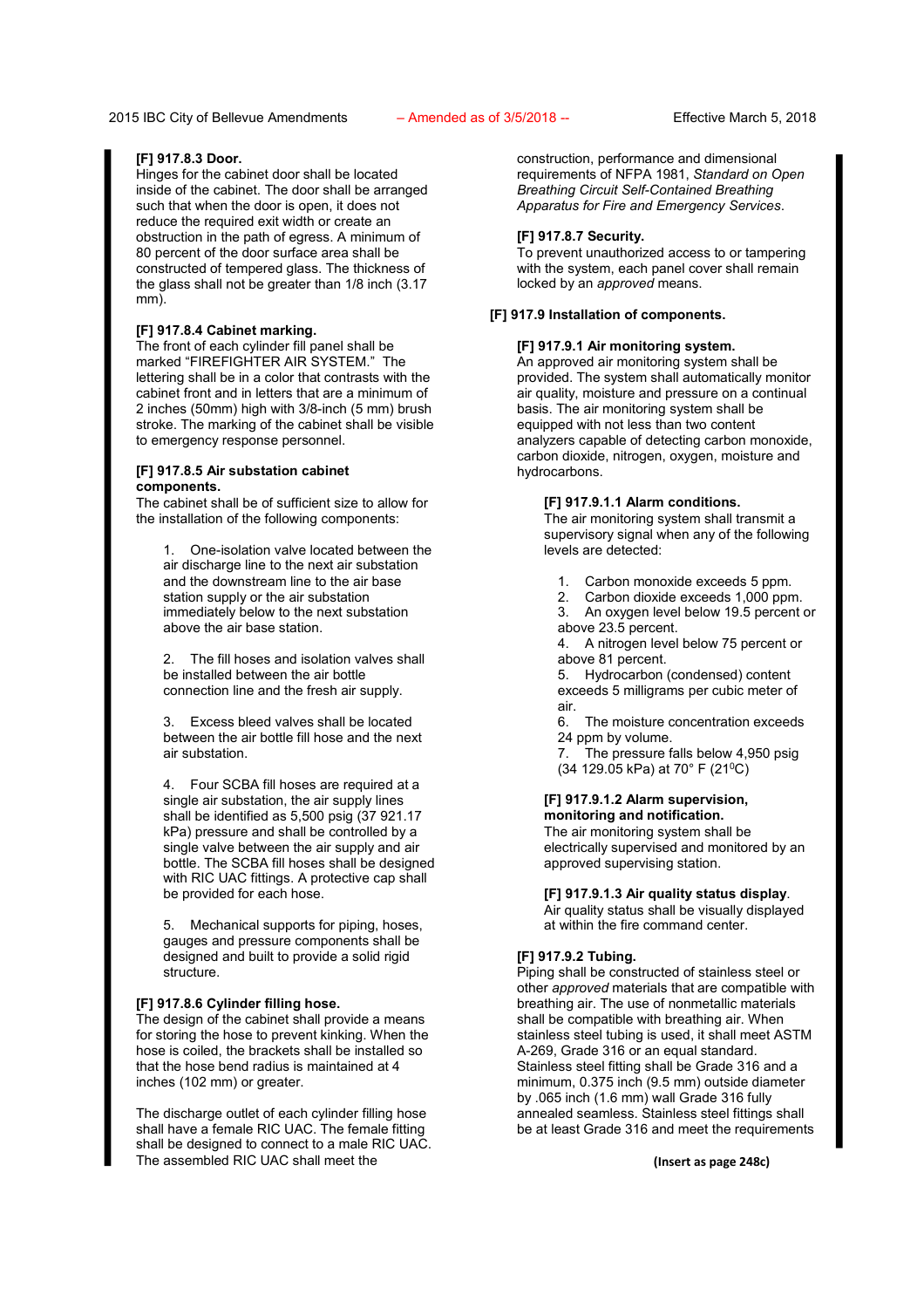**[F] 917.8.3 Door.**
Hinges for the cabinet door shall be located inside of the cabinet. The door shall be arranged such that when the door is open, it does not reduce the required exit width or create an obstruction in the path of egress. A minimum of 80 percent of the door surface area shall be constructed of tempered glass. The thickness of the glass shall not be greater than 1/8 inch (3.17 mm).

**[F] 917.8.4 Cabinet marking.**
The front of each cylinder fill panel shall be marked "FIREFIGHTER AIR SYSTEM." The lettering shall be in a color that contrasts with the cabinet front and in letters that are a minimum of 2 inches (50mm) high with 3/8-inch (5 mm) brush stroke. The marking of the cabinet shall be visible to emergency response personnel.

**[F] 917.8.5 Air substation cabinet components.**
The cabinet shall be of sufficient size to allow for the installation of the following components:

1. One-isolation valve located between the air discharge line to the next air substation and the downstream line to the air base station supply or the air substation immediately below to the next substation above the air base station.

2. The fill hoses and isolation valves shall be installed between the air bottle connection line and the fresh air supply.

3. Excess bleed valves shall be located between the air bottle fill hose and the next air substation.

4. Four SCBA fill hoses are required at a single air substation, the air supply lines shall be identified as 5,500 psig (37 921.17 kPa) pressure and shall be controlled by a single valve between the air supply and air bottle. The SCBA fill hoses shall be designed with RIC UAC fittings. A protective cap shall be provided for each hose.

5. Mechanical supports for piping, hoses, gauges and pressure components shall be designed and built to provide a solid rigid structure.

**[F] 917.8.6 Cylinder filling hose.**
The design of the cabinet shall provide a means for storing the hose to prevent kinking. When the hose is coiled, the brackets shall be installed so that the hose bend radius is maintained at 4 inches (102 mm) or greater.

The discharge outlet of each cylinder filling hose shall have a female RIC UAC. The female fitting shall be designed to connect to a male RIC UAC. The assembled RIC UAC shall meet the construction, performance and dimensional requirements of NFPA 1981, *Standard on Open Breathing Circuit Self-Contained Breathing Apparatus for Fire and Emergency Services*.

**[F] 917.8.7 Security.**
To prevent unauthorized access to or tampering with the system, each panel cover shall remain locked by an *approved* means.

**[F] 917.9 Installation of components.**

**[F] 917.9.1 Air monitoring system.**
An approved air monitoring system shall be provided. The system shall automatically monitor air quality, moisture and pressure on a continual basis. The air monitoring system shall be equipped with not less than two content analyzers capable of detecting carbon monoxide, carbon dioxide, nitrogen, oxygen, moisture and hydrocarbons.

**[F] 917.9.1.1 Alarm conditions.**
The air monitoring system shall transmit a supervisory signal when any of the following levels are detected:

1. Carbon monoxide exceeds 5 ppm.
2. Carbon dioxide exceeds 1,000 ppm.
3. An oxygen level below 19.5 percent or above 23.5 percent.
4. A nitrogen level below 75 percent or above 81 percent.
5. Hydrocarbon (condensed) content exceeds 5 milligrams per cubic meter of air.
6. The moisture concentration exceeds 24 ppm by volume.
7. The pressure falls below 4,950 psig (34 129.05 kPa) at 70° F (21$^{0}$C)

**[F] 917.9.1.2 Alarm supervision, monitoring and notification.**
The air monitoring system shall be electrically supervised and monitored by an approved supervising station.

**[F] 917.9.1.3 Air quality status display.**
Air quality status shall be visually displayed at within the fire command center.

**[F] 917.9.2 Tubing.**
Piping shall be constructed of stainless steel or other *approved* materials that are compatible with breathing air. The use of nonmetallic materials shall be compatible with breathing air. When stainless steel tubing is used, it shall meet ASTM A-269, Grade 316 or an equal standard. Stainless steel fitting shall be Grade 316 and a minimum, 0.375 inch (9.5 mm) outside diameter by .065 inch (1.6 mm) wall Grade 316 fully annealed seamless. Stainless steel fittings shall be at least Grade 316 and meet the requirements

**(Insert as page 248c)**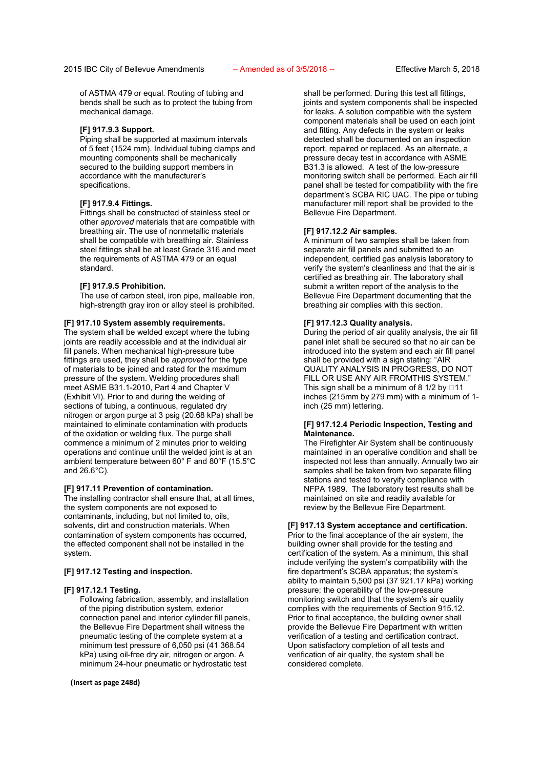of ASTMA 479 or equal. Routing of tubing and bends shall be such as to protect the tubing from mechanical damage.

**[F] 917.9.3 Support.**
Piping shall be supported at maximum intervals of 5 feet (1524 mm). Individual tubing clamps and mounting components shall be mechanically secured to the building support members in accordance with the manufacturer's specifications.

**[F] 917.9.4 Fittings.**
Fittings shall be constructed of stainless steel or other *approved* materials that are compatible with breathing air. The use of nonmetallic materials shall be compatible with breathing air. Stainless steel fittings shall be at least Grade 316 and meet the requirements of ASTMA 479 or an equal standard.

**[F] 917.9.5 Prohibition.**
The use of carbon steel, iron pipe, malleable iron, high-strength gray iron or alloy steel is prohibited.

**[F] 917.10 System assembly requirements.**
The system shall be welded except where the tubing joints are readily accessible and at the individual air fill panels. When mechanical high-pressure tube fittings are used, they shall be *approved* for the type of materials to be joined and rated for the maximum pressure of the system. Welding procedures shall meet ASME B31.1-2010, Part 4 and Chapter V (Exhibit VI). Prior to and during the welding of sections of tubing, a continuous, regulated dry nitrogen or argon purge at 3 psig (20.68 kPa) shall be maintained to eliminate contamination with products of the oxidation or welding flux. The purge shall commence a minimum of 2 minutes prior to welding operations and continue until the welded joint is at an ambient temperature between 60° F and 80°F (15.5°C and 26.6°C).

**[F] 917.11 Prevention of contamination.**
The installing contractor shall ensure that, at all times, the system components are not exposed to contaminants, including, but not limited to, oils, solvents, dirt and construction materials. When contamination of system components has occurred, the effected component shall not be installed in the system.

**[F] 917.12 Testing and inspection.**

**[F] 917.12.1 Testing.**
Following fabrication, assembly, and installation of the piping distribution system, exterior connection panel and interior cylinder fill panels, the Bellevue Fire Department shall witness the pneumatic testing of the complete system at a minimum test pressure of 6,050 psi (41 368.54 kPa) using oil-free dry air, nitrogen or argon. A minimum 24-hour pneumatic or hydrostatic test shall be performed. During this test all fittings, joints and system components shall be inspected for leaks. A solution compatible with the system component materials shall be used on each joint and fitting. Any defects in the system or leaks detected shall be documented on an inspection report, repaired or replaced. As an alternate, a pressure decay test in accordance with ASME B31.3 is allowed. A test of the low-pressure monitoring switch shall be performed. Each air fill panel shall be tested for compatibility with the fire department's SCBA RIC UAC. The pipe or tubing manufacturer mill report shall be provided to the Bellevue Fire Department.

**[F] 917.12.2 Air samples.**
A minimum of two samples shall be taken from separate air fill panels and submitted to an independent, certified gas analysis laboratory to verify the system's cleanliness and that the air is certified as breathing air. The laboratory shall submit a written report of the analysis to the Bellevue Fire Department documenting that the breathing air complies with this section.

**[F] 917.12.3 Quality analysis.**
During the period of air quality analysis, the air fill panel inlet shall be secured so that no air can be introduced into the system and each air fill panel shall be provided with a sign stating: "AIR QUALITY ANALYSIS IN PROGRESS, DO NOT FILL OR USE ANY AIR FROMTHIS SYSTEM." This sign shall be a minimum of 8 1/2 by 11 inches (215mm by 279 mm) with a minimum of 1-inch (25 mm) lettering.

**[F] 917.12.4 Periodic Inspection, Testing and Maintenance.**
The Firefighter Air System shall be continuously maintained in an operative condition and shall be inspected not less than annually. Annually two air samples shall be taken from two separate filling stations and tested to veryify compliance with NFPA 1989. The laboratory test results shall be maintained on site and readily available for review by the Bellevue Fire Department.

**[F] 917.13 System acceptance and certification.**
Prior to the final acceptance of the air system, the building owner shall provide for the testing and certification of the system. As a minimum, this shall include verifying the system's compatibility with the fire department's SCBA apparatus; the system's ability to maintain 5,500 psi (37 921.17 kPa) working pressure; the operability of the low-pressure monitoring switch and that the system's air quality complies with the requirements of Section 915.12. Prior to final acceptance, the building owner shall provide the Bellevue Fire Department with written verification of a testing and certification contract. Upon satisfactory completion of all tests and verification of air quality, the system shall be considered complete.

**(Insert as page 248d)**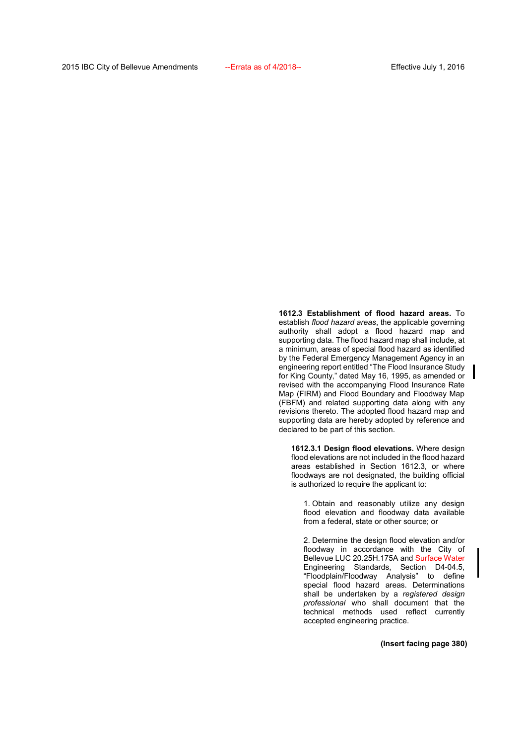**1612.3 Establishment of flood hazard areas.** To establish *flood hazard areas*, the applicable governing authority shall adopt a flood hazard map and supporting data. The flood hazard map shall include, at a minimum, areas of special flood hazard as identified by the Federal Emergency Management Agency in an engineering report entitled "The Flood Insurance Study for King County," dated May 16, 1995, as amended or revised with the accompanying Flood Insurance Rate Map (FIRM) and Flood Boundary and Floodway Map (FBFM) and related supporting data along with any revisions thereto. The adopted flood hazard map and supporting data are hereby adopted by reference and declared to be part of this section.

**1612.3.1 Design flood elevations.** Where design flood elevations are not included in the flood hazard areas established in Section 1612.3, or where floodways are not designated, the building official is authorized to require the applicant to:

1. Obtain and reasonably utilize any design flood elevation and floodway data available from a federal, state or other source; or

2. Determine the design flood elevation and/or floodway in accordance with the City of Bellevue LUC 20.25H.175A and Surface Water Engineering Standards, Section D4-04.5, "Floodplain/Floodway Analysis" to define special flood hazard areas. Determinations shall be undertaken by a *registered design professional* who shall document that the technical methods used reflect currently accepted engineering practice.

**(Insert facing page 380)**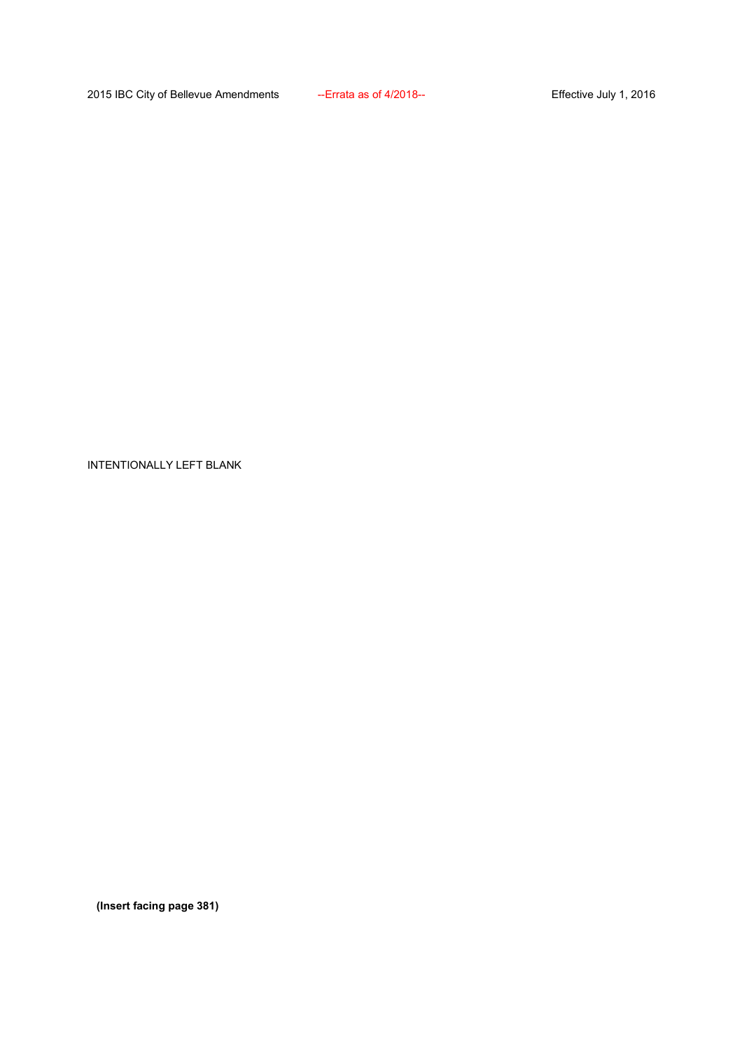INTENTIONALLY LEFT BLANK

**(Insert facing page 381)**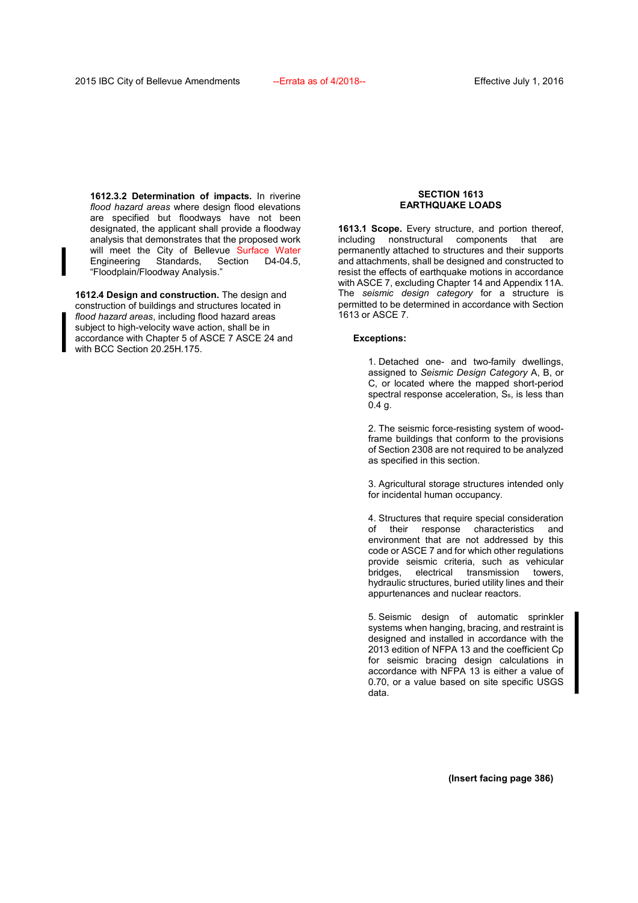**1612.3.2 Determination of impacts.** In riverine *flood hazard areas* where design flood elevations are specified but floodways have not been designated, the applicant shall provide a floodway analysis that demonstrates that the proposed work will meet the City of Bellevue Surface Water Engineering Standards, Section D4-04.5, "Floodplain/Floodway Analysis."

**1612.4 Design and construction.** The design and construction of buildings and structures located in *flood hazard areas*, including flood hazard areas subject to high-velocity wave action, shall be in accordance with Chapter 5 of ASCE 7 ASCE 24 and with BCC Section 20.25H.175.

## SECTION 1613 EARTHQUAKE LOADS

**1613.1 Scope.** Every structure, and portion thereof, including nonstructural components that are permanently attached to structures and their supports and attachments, shall be designed and constructed to resist the effects of earthquake motions in accordance with ASCE 7, excluding Chapter 14 and Appendix 11A. The *seismic design category* for a structure is permitted to be determined in accordance with Section 1613 or ASCE 7.

**Exceptions:**

1. Detached one- and two-family dwellings, assigned to *Seismic Design Category* A, B, or C, or located where the mapped short-period spectral response acceleration, $S_s$, is less than 0.4 g.

2. The seismic force-resisting system of wood-frame buildings that conform to the provisions of Section 2308 are not required to be analyzed as specified in this section.

3. Agricultural storage structures intended only for incidental human occupancy.

4. Structures that require special consideration of their response characteristics and environment that are not addressed by this code or ASCE 7 and for which other regulations provide seismic criteria, such as vehicular bridges, electrical transmission towers, hydraulic structures, buried utility lines and their appurtenances and nuclear reactors.

5. Seismic design of automatic sprinkler systems when hanging, bracing, and restraint is designed and installed in accordance with the 2013 edition of NFPA 13 and the coefficient Cp for seismic bracing design calculations in accordance with NFPA 13 is either a value of 0.70, or a value based on site specific USGS data.

**(Insert facing page 386)**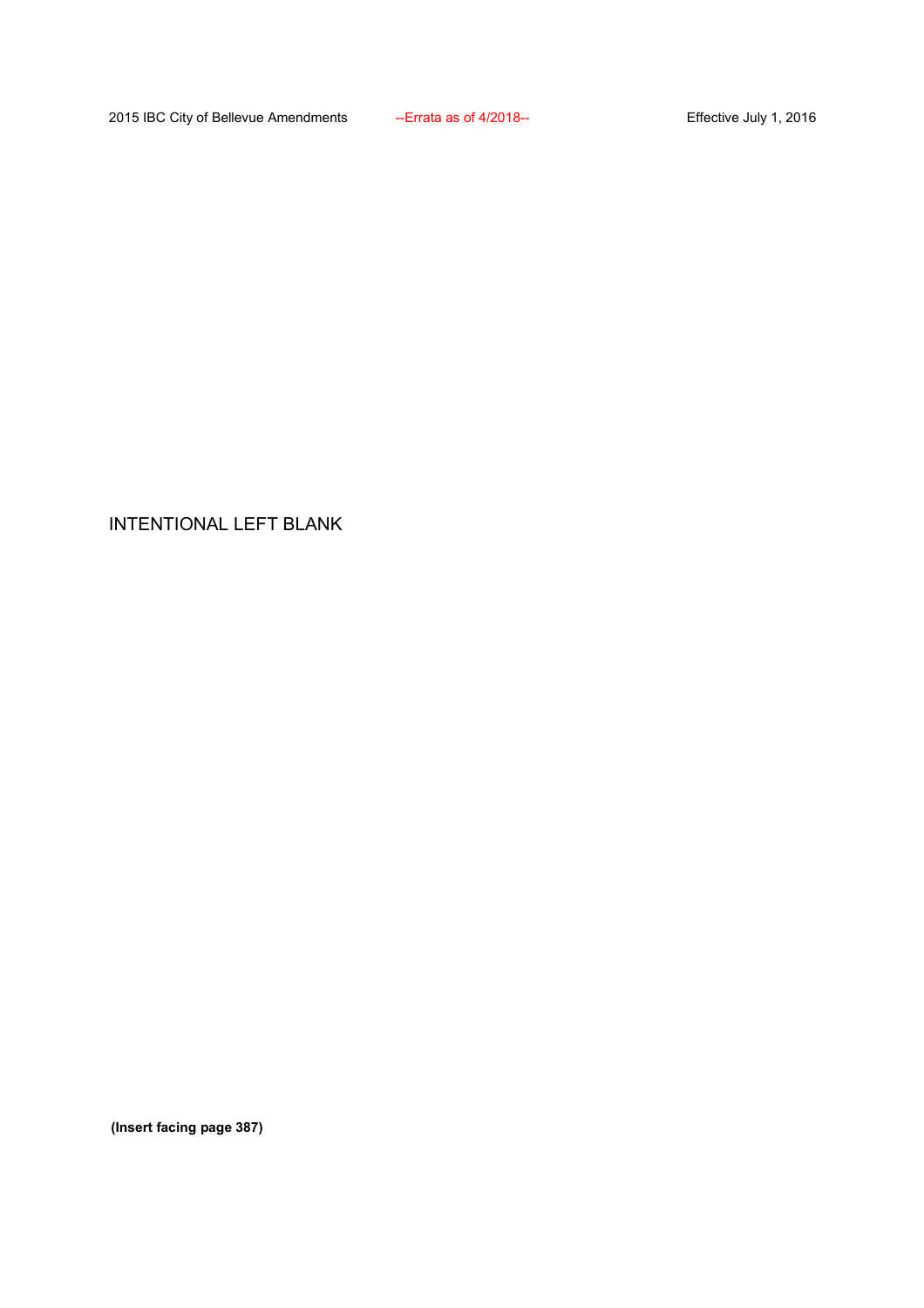INTENTIONAL LEFT BLANK

**(Insert facing page 387)**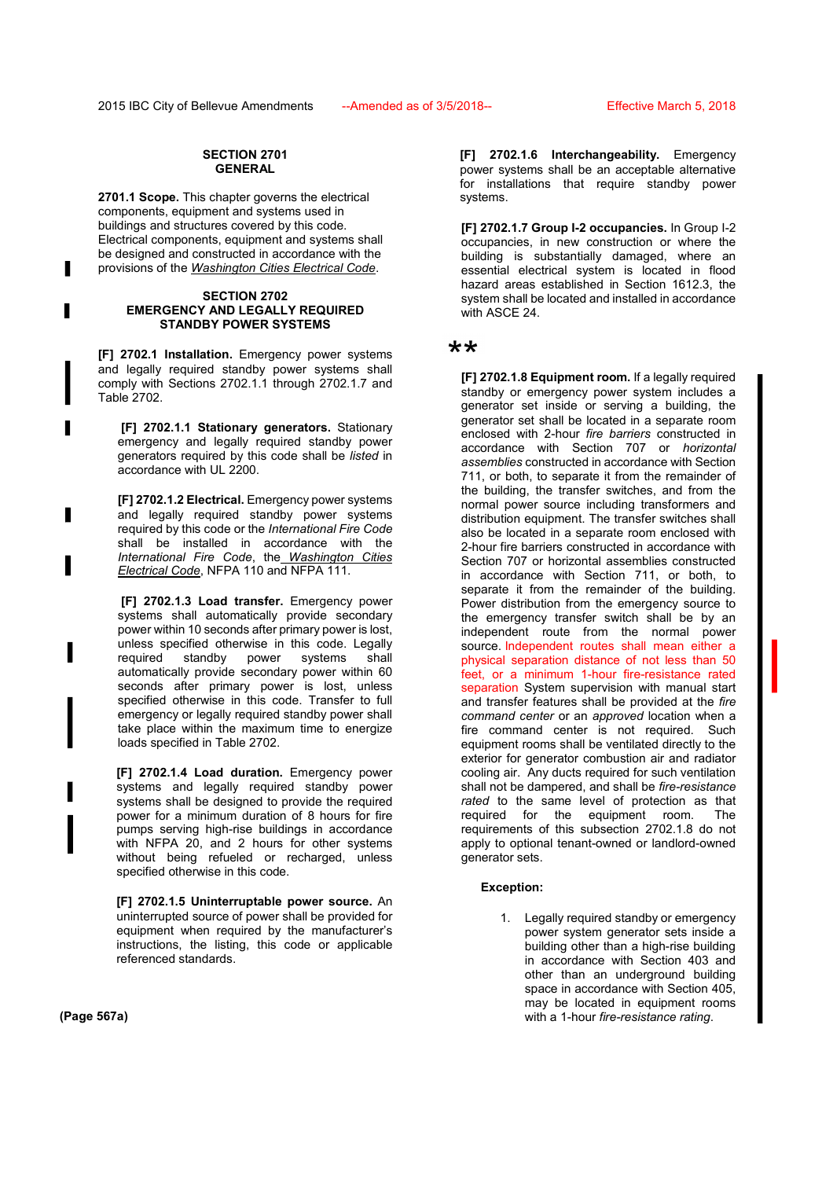## SECTION 2701
## GENERAL

**2701.1 Scope.** This chapter governs the electrical components, equipment and systems used in buildings and structures covered by this code. Electrical components, equipment and systems shall be designed and constructed in accordance with the provisions of the *Washington Cities Electrical Code*.

## SECTION 2702
## EMERGENCY AND LEGALLY REQUIRED STANDBY POWER SYSTEMS

**[F] 2702.1 Installation.** Emergency power systems and legally required standby power systems shall comply with Sections 2702.1.1 through 2702.1.7 and Table 2702.

**[F] 2702.1.1 Stationary generators.** Stationary emergency and legally required standby power generators required by this code shall be *listed* in accordance with UL 2200.

**[F] 2702.1.2 Electrical.** Emergency power systems and legally required standby power systems required by this code or the *International Fire Code* shall be installed in accordance with the *International Fire Code*, the *Washington Cities Electrical Code*, NFPA 110 and NFPA 111.

**[F] 2702.1.3 Load transfer.** Emergency power systems shall automatically provide secondary power within 10 seconds after primary power is lost, unless specified otherwise in this code. Legally required standby power systems shall automatically provide secondary power within 60 seconds after primary power is lost, unless specified otherwise in this code. Transfer to full emergency or legally required standby power shall take place within the maximum time to energize loads specified in Table 2702.

**[F] 2702.1.4 Load duration.** Emergency power systems and legally required standby power systems shall be designed to provide the required power for a minimum duration of 8 hours for fire pumps serving high-rise buildings in accordance with NFPA 20, and 2 hours for other systems without being refueled or recharged, unless specified otherwise in this code.

**[F] 2702.1.5 Uninterruptable power source.** An uninterrupted source of power shall be provided for equipment when required by the manufacturer's instructions, the listing, this code or applicable referenced standards.

**[F] 2702.1.6 Interchangeability.** Emergency power systems shall be an acceptable alternative for installations that require standby power systems.

**[F] 2702.1.7 Group I-2 occupancies.** In Group I-2 occupancies, in new construction or where the building is substantially damaged, where an essential electrical system is located in flood hazard areas established in Section 1612.3, the system shall be located and installed in accordance with ASCE 24.

**

**[F] 2702.1.8 Equipment room.** If a legally required standby or emergency power system includes a generator set inside or serving a building, the generator set shall be located in a separate room enclosed with 2-hour *fire barriers* constructed in accordance with Section 707 or *horizontal assemblies* constructed in accordance with Section 711, or both, to separate it from the remainder of the building, the transfer switches, and from the normal power source including transformers and distribution equipment. The transfer switches shall also be located in a separate room enclosed with 2-hour fire barriers constructed in accordance with Section 707 or horizontal assemblies constructed in accordance with Section 711, or both, to separate it from the remainder of the building. Power distribution from the emergency source to the emergency transfer switch shall be by an independent route from the normal power source. Independent routes shall mean either a physical separation distance of not less than 50 feet, or a minimum 1-hour fire-resistance rated separation System supervision with manual start and transfer features shall be provided at the *fire command center* or an *approved* location when a fire command center is not required. Such equipment rooms shall be ventilated directly to the exterior for generator combustion air and radiator cooling air. Any ducts required for such ventilation shall not be dampered, and shall be *fire-resistance rated* to the same level of protection as that required for the equipment room. The requirements of this subsection 2702.1.8 do not apply to optional tenant-owned or landlord-owned generator sets.

**Exception:**

1. Legally required standby or emergency power system generator sets inside a building other than a high-rise building in accordance with Section 403 and other than an underground building space in accordance with Section 405, may be located in equipment rooms with a 1-hour *fire-resistance rating*.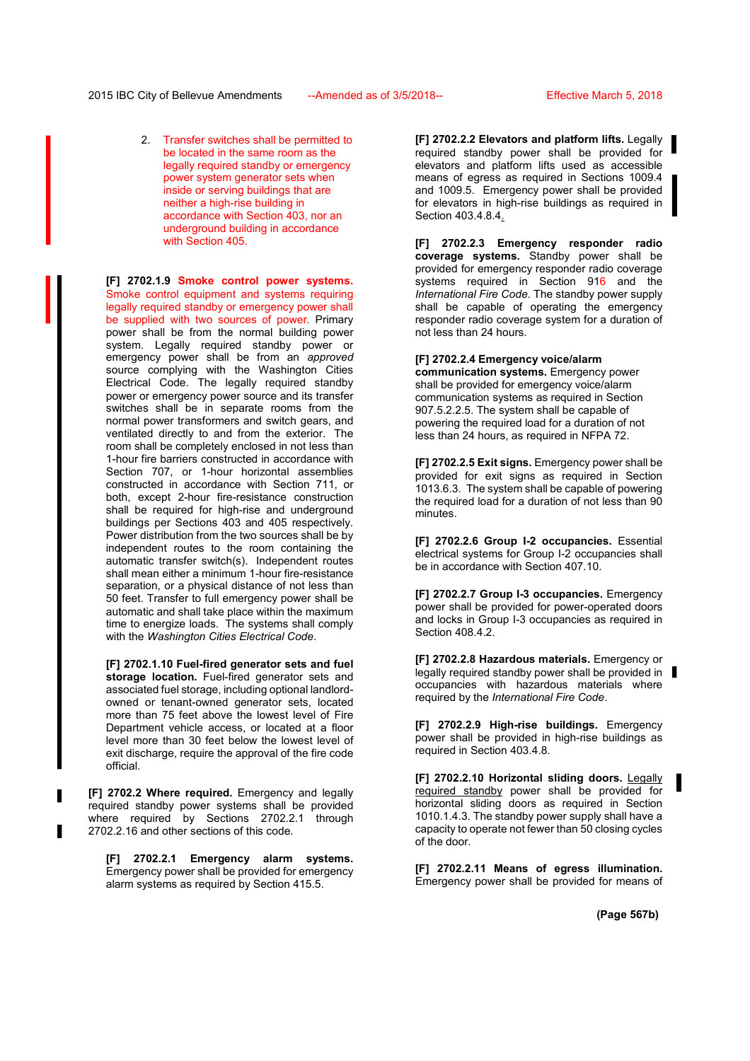2. Transfer switches shall be permitted to be located in the same room as the legally required standby or emergency power system generator sets when inside or serving buildings that are neither a high-rise building in accordance with Section 403, nor an underground building in accordance with Section 405.

**[F] 2702.1.9 Smoke control power systems.** Smoke control equipment and systems requiring legally required standby or emergency power shall be supplied with two sources of power. Primary power shall be from the normal building power system. Legally required standby power or emergency power shall be from an *approved* source complying with the Washington Cities Electrical Code. The legally required standby power or emergency power source and its transfer switches shall be in separate rooms from the normal power transformers and switch gears, and ventilated directly to and from the exterior. The room shall be completely enclosed in not less than 1-hour fire barriers constructed in accordance with Section 707, or 1-hour horizontal assemblies constructed in accordance with Section 711, or both, except 2-hour fire-resistance construction shall be required for high-rise and underground buildings per Sections 403 and 405 respectively. Power distribution from the two sources shall be by independent routes to the room containing the automatic transfer switch(s). Independent routes shall mean either a minimum 1-hour fire-resistance separation, or a physical distance of not less than 50 feet. Transfer to full emergency power shall be automatic and shall take place within the maximum time to energize loads. The systems shall comply with the *Washington Cities Electrical Code*.

**[F] 2702.1.10 Fuel-fired generator sets and fuel storage location.** Fuel-fired generator sets and associated fuel storage, including optional landlord-owned or tenant-owned generator sets, located more than 75 feet above the lowest level of Fire Department vehicle access, or located at a floor level more than 30 feet below the lowest level of exit discharge, require the approval of the fire code official.

**[F] 2702.2 Where required.** Emergency and legally required standby power systems shall be provided where required by Sections 2702.2.1 through 2702.2.16 and other sections of this code.

**[F] 2702.2.1 Emergency alarm systems.** Emergency power shall be provided for emergency alarm systems as required by Section 415.5.

**[F] 2702.2.2 Elevators and platform lifts.** Legally required standby power shall be provided for elevators and platform lifts used as accessible means of egress as required in Sections 1009.4 and 1009.5. Emergency power shall be provided for elevators in high-rise buildings as required in Section 403.4.8.4.

**[F] 2702.2.3 Emergency responder radio coverage systems.** Standby power shall be provided for emergency responder radio coverage systems required in Section 916 and the *International Fire Code*. The standby power supply shall be capable of operating the emergency responder radio coverage system for a duration of not less than 24 hours.

**[F] 2702.2.4 Emergency voice/alarm communication systems.** Emergency power shall be provided for emergency voice/alarm communication systems as required in Section 907.5.2.2.5. The system shall be capable of powering the required load for a duration of not less than 24 hours, as required in NFPA 72.

**[F] 2702.2.5 Exit signs.** Emergency power shall be provided for exit signs as required in Section 1013.6.3. The system shall be capable of powering the required load for a duration of not less than 90 minutes.

**[F] 2702.2.6 Group I-2 occupancies.** Essential electrical systems for Group I-2 occupancies shall be in accordance with Section 407.10.

**[F] 2702.2.7 Group I-3 occupancies.** Emergency power shall be provided for power-operated doors and locks in Group I-3 occupancies as required in Section 408.4.2.

**[F] 2702.2.8 Hazardous materials.** Emergency or legally required standby power shall be provided in occupancies with hazardous materials where required by the *International Fire Code*.

**[F] 2702.2.9 High-rise buildings.** Emergency power shall be provided in high-rise buildings as required in Section 403.4.8.

**[F] 2702.2.10 Horizontal sliding doors.** Legally required standby power shall be provided for horizontal sliding doors as required in Section 1010.1.4.3. The standby power supply shall have a capacity to operate not fewer than 50 closing cycles of the door.

**[F] 2702.2.11 Means of egress illumination.** Emergency power shall be provided for means of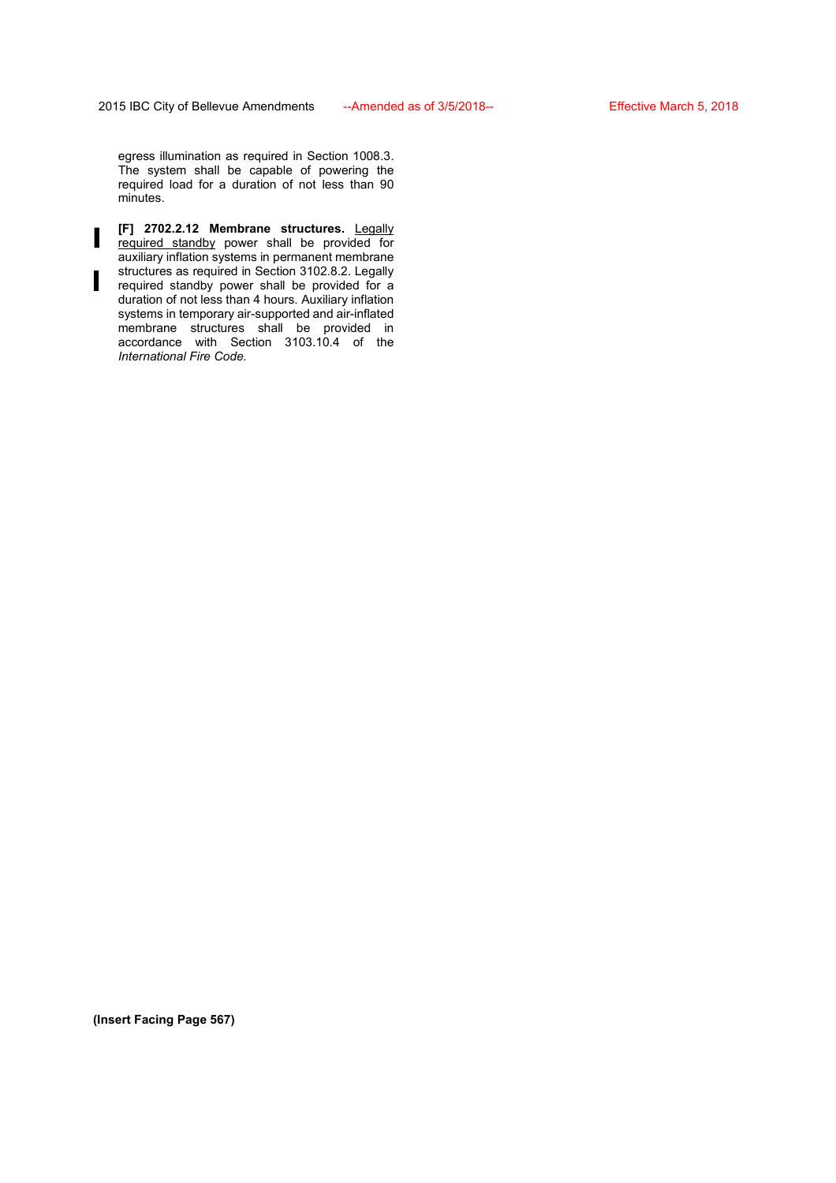egress illumination as required in Section 1008.3. The system shall be capable of powering the required load for a duration of not less than 90 minutes.

**[F] 2702.2.12 Membrane structures.** Legally required standby power shall be provided for auxiliary inflation systems in permanent membrane structures as required in Section 3102.8.2. Legally required standby power shall be provided for a duration of not less than 4 hours. Auxiliary inflation systems in temporary air-supported and air-inflated membrane structures shall be provided in accordance with Section 3103.10.4 of the *International Fire Code.*

**(Insert Facing Page 567)**